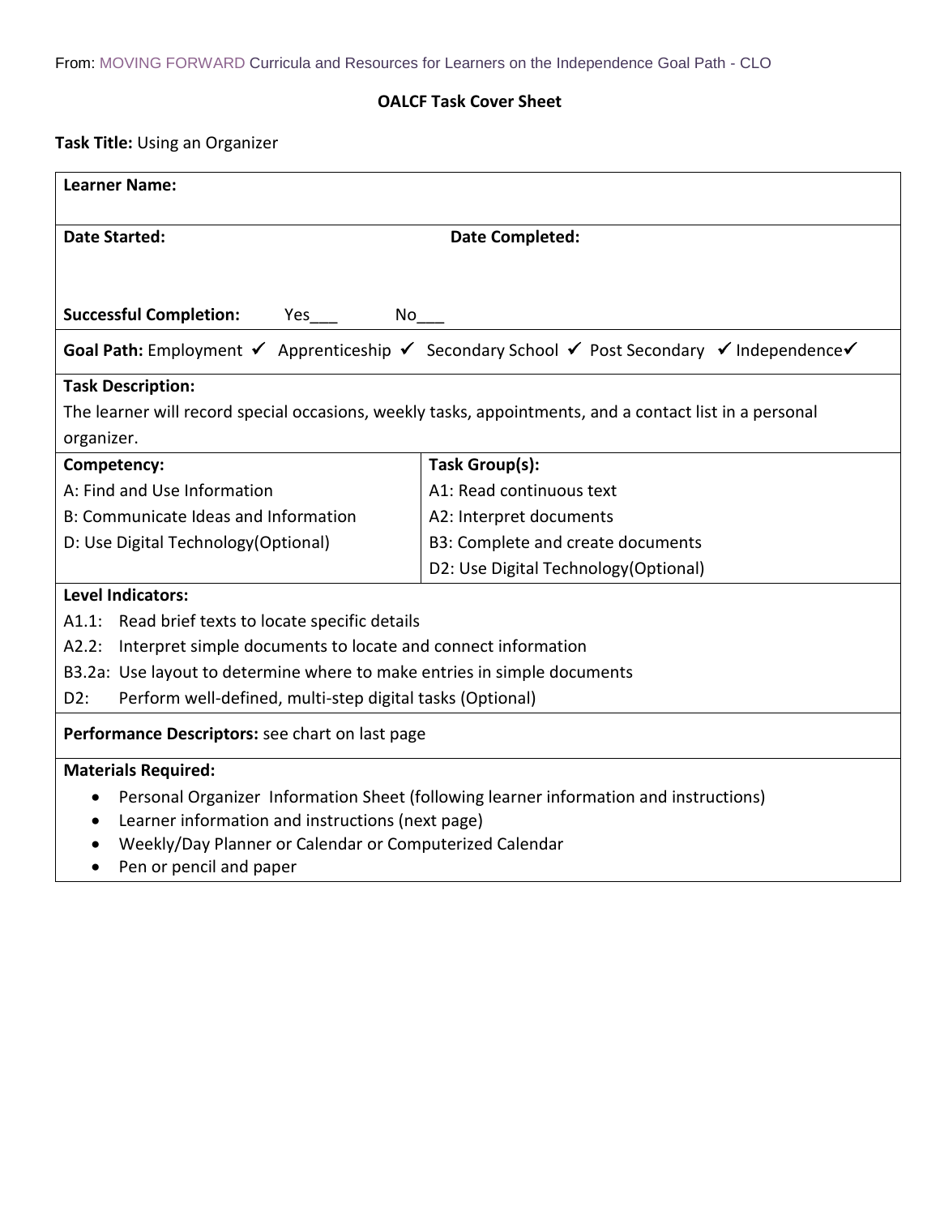From: MOVING FORWARD Curricula and Resources for Learners on the Independence Goal Path - CLO

**OALCF Task Cover Sheet**

**Task Title:** Using an Organizer

| **Learner Name:** | |
|---|---|
| **Date Started:** | **Date Completed:** |
| **Successful Completion:** Yes___ No___ | |
| **Goal Path:** Employment ✓ Apprenticeship ✓ Secondary School ✓ Post Secondary ✓ Independence✓ | |
| **Task Description:** The learner will record special occasions, weekly tasks, appointments, and a contact list in a personal organizer. | |
| **Competency:** | **Task Group(s):** |
| A: Find and Use Information | A1: Read continuous text |
| B: Communicate Ideas and Information | A2: Interpret documents |
| D: Use Digital Technology(Optional) | B3: Complete and create documents |
| | D2: Use Digital Technology(Optional) |

**Level Indicators:**

- A1.1: Read brief texts to locate specific details
- A2.2: Interpret simple documents to locate and connect information
- B3.2a: Use layout to determine where to make entries in simple documents
- D2: Perform well-defined, multi-step digital tasks (Optional)

**Performance Descriptors:** see chart on last page

**Materials Required:**

- Personal Organizer Information Sheet (following learner information and instructions)
- Learner information and instructions (next page)
- Weekly/Day Planner or Calendar or Computerized Calendar
- Pen or pencil and paper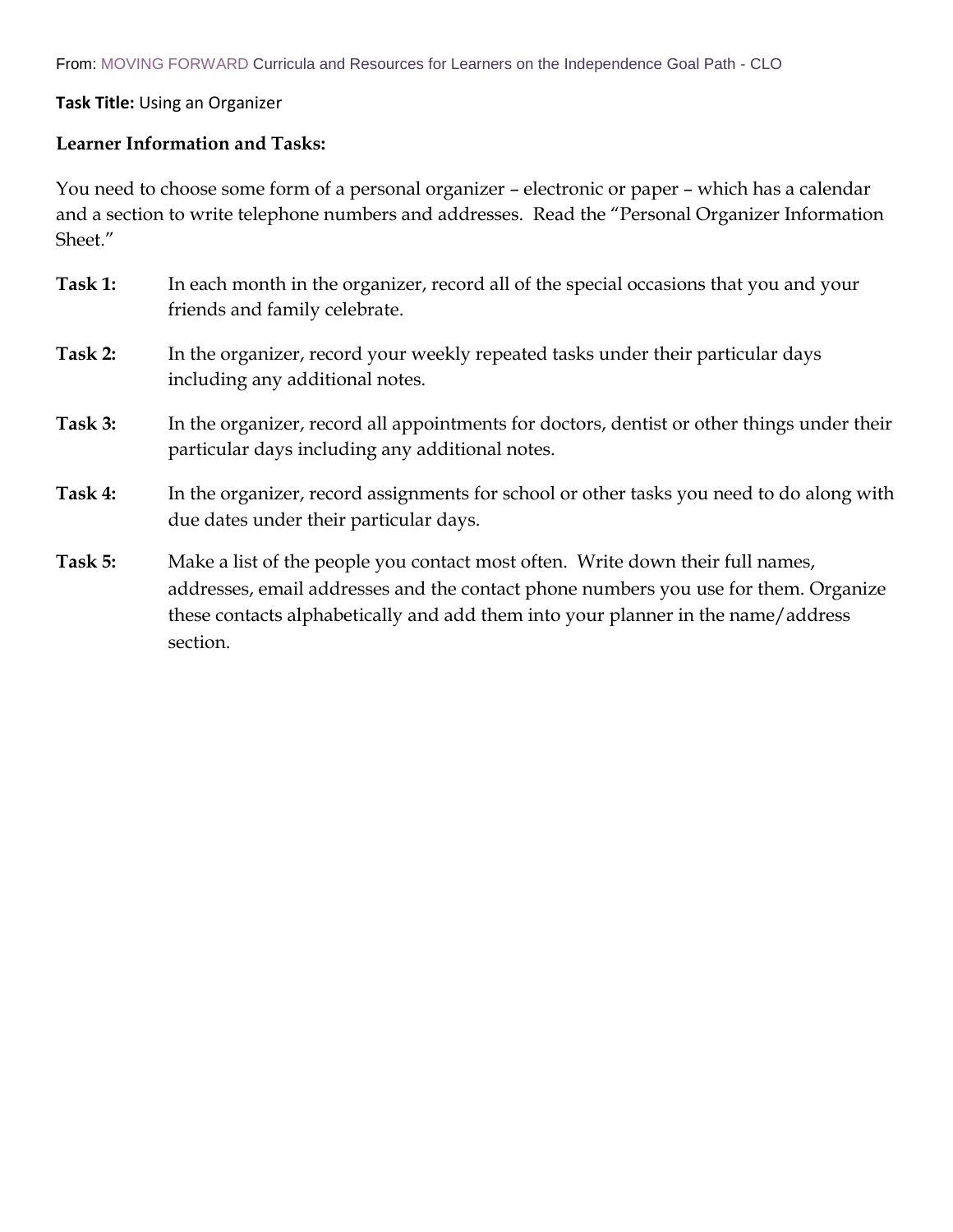From: MOVING FORWARD Curricula and Resources for Learners on the Independence Goal Path - CLO

**Task Title:** Using an Organizer

**Learner Information and Tasks:**

You need to choose some form of a personal organizer – electronic or paper – which has a calendar and a section to write telephone numbers and addresses. Read the "Personal Organizer Information Sheet."

**Task 1:** In each month in the organizer, record all of the special occasions that you and your friends and family celebrate.

**Task 2:** In the organizer, record your weekly repeated tasks under their particular days including any additional notes.

**Task 3:** In the organizer, record all appointments for doctors, dentist or other things under their particular days including any additional notes.

**Task 4:** In the organizer, record assignments for school or other tasks you need to do along with due dates under their particular days.

**Task 5:** Make a list of the people you contact most often. Write down their full names, addresses, email addresses and the contact phone numbers you use for them. Organize these contacts alphabetically and add them into your planner in the name/address section.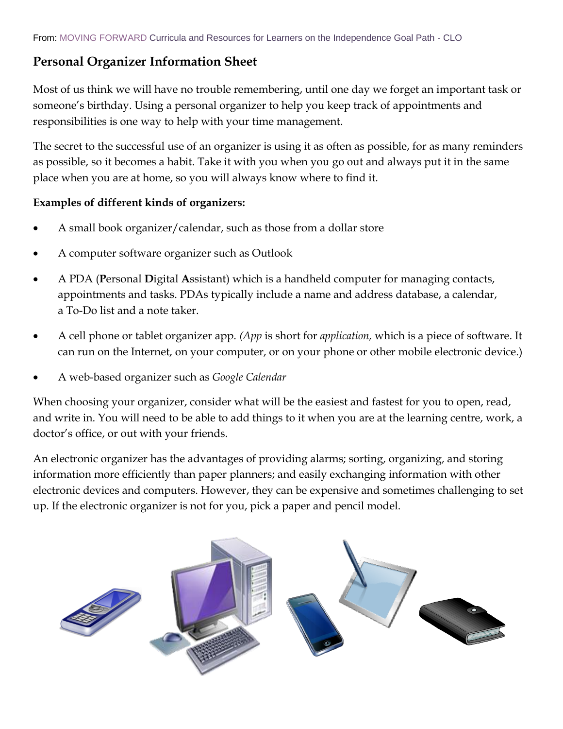From: MOVING FORWARD Curricula and Resources for Learners on the Independence Goal Path - CLO

## Personal Organizer Information Sheet

Most of us think we will have no trouble remembering, until one day we forget an important task or someone's birthday. Using a personal organizer to help you keep track of appointments and responsibilities is one way to help with your time management.

The secret to the successful use of an organizer is using it as often as possible, for as many reminders as possible, so it becomes a habit. Take it with you when you go out and always put it in the same place when you are at home, so you will always know where to find it.

**Examples of different kinds of organizers:**

- A small book organizer/calendar, such as those from a dollar store
- A computer software organizer such as Outlook
- A PDA (**P**ersonal **D**igital **A**ssistant) which is a handheld computer for managing contacts, appointments and tasks. PDAs typically include a name and address database, a calendar, a To-Do list and a note taker.
- A cell phone or tablet organizer app. *(App* is short for *application,* which is a piece of software. It can run on the Internet, on your computer, or on your phone or other mobile electronic device.)
- A web-based organizer such as *Google Calendar*

When choosing your organizer, consider what will be the easiest and fastest for you to open, read, and write in. You will need to be able to add things to it when you are at the learning centre, work, a doctor's office, or out with your friends.

An electronic organizer has the advantages of providing alarms; sorting, organizing, and storing information more efficiently than paper planners; and easily exchanging information with other electronic devices and computers. However, they can be expensive and sometimes challenging to set up. If the electronic organizer is not for you, pick a paper and pencil model.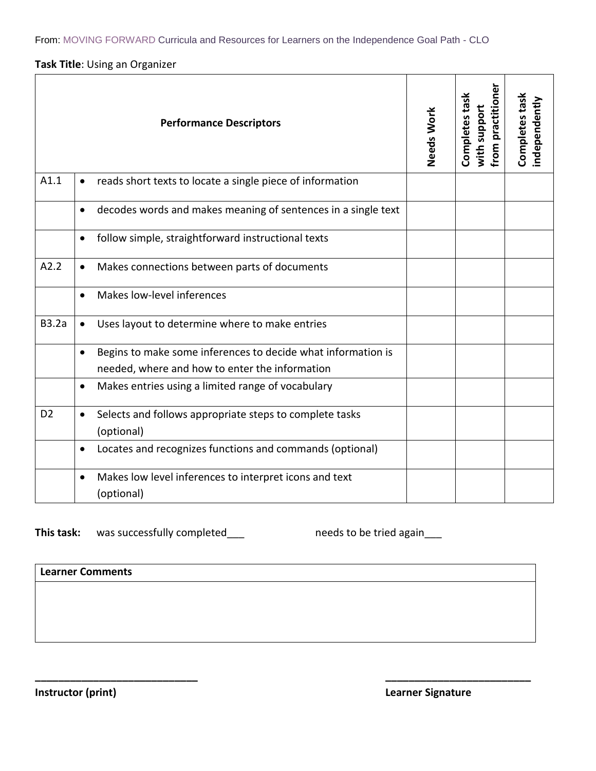From: MOVING FORWARD Curricula and Resources for Learners on the Independence Goal Path - CLO

**Task Title**: Using an Organizer

| | Performance Descriptors | Needs Work | Completes task with support from practitioner | Completes task independently |
|---|---|---|---|---|
| A1.1 | • reads short texts to locate a single piece of information | | | |
| | • decodes words and makes meaning of sentences in a single text | | | |
| | • follow simple, straightforward instructional texts | | | |
| A2.2 | • Makes connections between parts of documents | | | |
| | • Makes low-level inferences | | | |
| B3.2a | • Uses layout to determine where to make entries | | | |
| | • Begins to make some inferences to decide what information is needed, where and how to enter the information | | | |
| | • Makes entries using a limited range of vocabulary | | | |
| D2 | • Selects and follows appropriate steps to complete tasks (optional) | | | |
| | • Locates and recognizes functions and commands (optional) | | | |
| | • Makes low level inferences to interpret icons and text (optional) | | | |

**This task:** was successfully completed___ needs to be tried again___

| Learner Comments |
|---|
| |

_____________________________ **Instructor (print)**

___________________________ **Learner Signature**